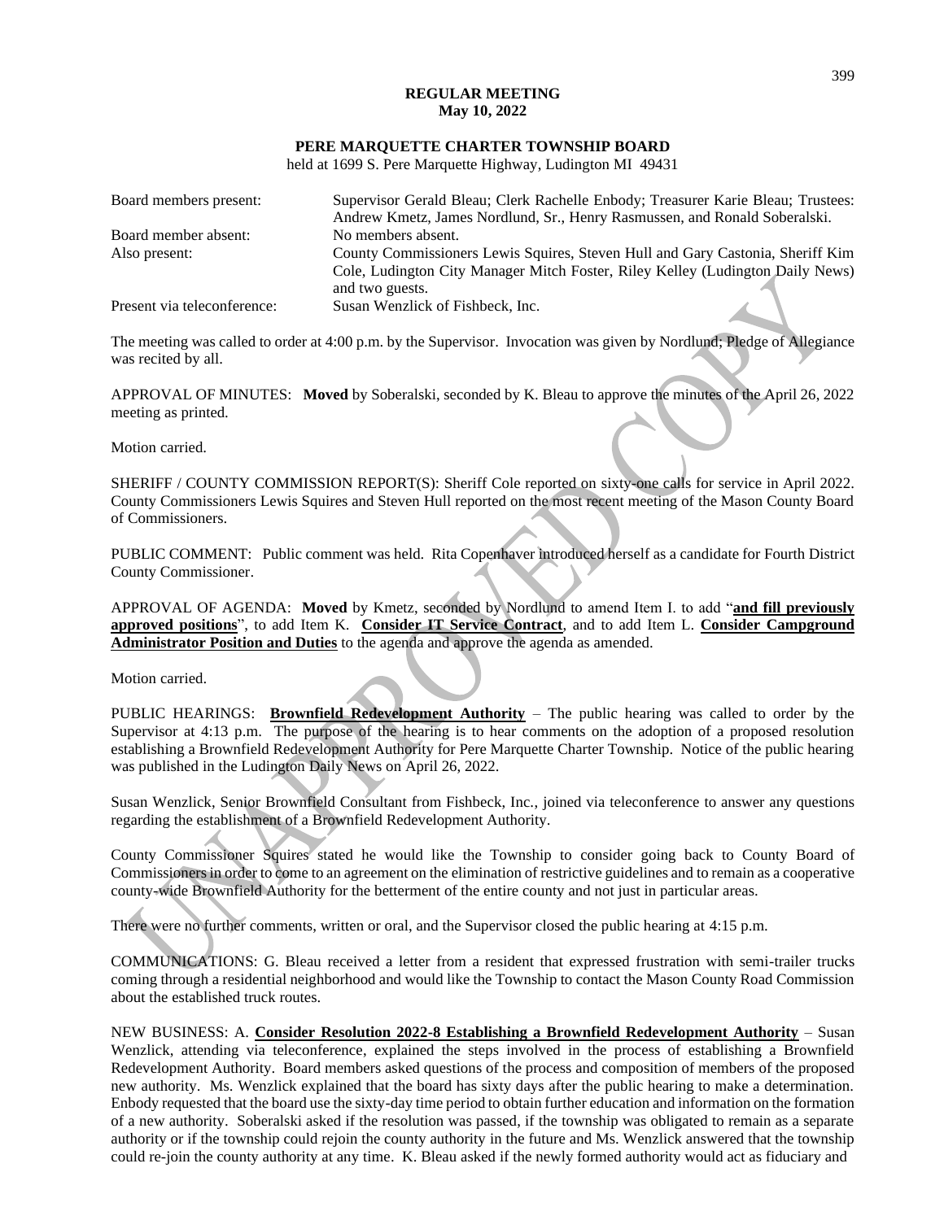**REGULAR MEETING**
**May 10, 2022**

**PERE MARQUETTE CHARTER TOWNSHIP BOARD**
held at 1699 S. Pere Marquette Highway, Ludington MI 49431

| | |
|---|---|
| Board members present: | Supervisor Gerald Bleau; Clerk Rachelle Enbody; Treasurer Karie Bleau; Trustees: Andrew Kmetz, James Nordlund, Sr., Henry Rasmussen, and Ronald Soberalski. |
| Board member absent: | No members absent. |
| Also present: | County Commissioners Lewis Squires, Steven Hull and Gary Castonia, Sheriff Kim Cole, Ludington City Manager Mitch Foster, Riley Kelley (Ludington Daily News) and two guests. |
| Present via teleconference: | Susan Wenzlick of Fishbeck, Inc. |

The meeting was called to order at 4:00 p.m. by the Supervisor. Invocation was given by Nordlund; Pledge of Allegiance was recited by all.

APPROVAL OF MINUTES: **Moved** by Soberalski, seconded by K. Bleau to approve the minutes of the April 26, 2022 meeting as printed.

Motion carried.

SHERIFF / COUNTY COMMISSION REPORT(S): Sheriff Cole reported on sixty-one calls for service in April 2022. County Commissioners Lewis Squires and Steven Hull reported on the most recent meeting of the Mason County Board of Commissioners.

PUBLIC COMMENT: Public comment was held. Rita Copenhaver introduced herself as a candidate for Fourth District County Commissioner.

APPROVAL OF AGENDA: **Moved** by Kmetz, seconded by Nordlund to amend Item I. to add "**and fill previously approved positions**", to add Item K. **Consider IT Service Contract**, and to add Item L. **Consider Campground Administrator Position and Duties** to the agenda and approve the agenda as amended.

Motion carried.

PUBLIC HEARINGS: **Brownfield Redevelopment Authority** – The public hearing was called to order by the Supervisor at 4:13 p.m. The purpose of the hearing is to hear comments on the adoption of a proposed resolution establishing a Brownfield Redevelopment Authority for Pere Marquette Charter Township. Notice of the public hearing was published in the Ludington Daily News on April 26, 2022.

Susan Wenzlick, Senior Brownfield Consultant from Fishbeck, Inc., joined via teleconference to answer any questions regarding the establishment of a Brownfield Redevelopment Authority.

County Commissioner Squires stated he would like the Township to consider going back to County Board of Commissioners in order to come to an agreement on the elimination of restrictive guidelines and to remain as a cooperative county-wide Brownfield Authority for the betterment of the entire county and not just in particular areas.

There were no further comments, written or oral, and the Supervisor closed the public hearing at 4:15 p.m.

COMMUNICATIONS: G. Bleau received a letter from a resident that expressed frustration with semi-trailer trucks coming through a residential neighborhood and would like the Township to contact the Mason County Road Commission about the established truck routes.

NEW BUSINESS: A. **Consider Resolution 2022-8 Establishing a Brownfield Redevelopment Authority** – Susan Wenzlick, attending via teleconference, explained the steps involved in the process of establishing a Brownfield Redevelopment Authority. Board members asked questions of the process and composition of members of the proposed new authority. Ms. Wenzlick explained that the board has sixty days after the public hearing to make a determination. Enbody requested that the board use the sixty-day time period to obtain further education and information on the formation of a new authority. Soberalski asked if the resolution was passed, if the township was obligated to remain as a separate authority or if the township could rejoin the county authority in the future and Ms. Wenzlick answered that the township could re-join the county authority at any time. K. Bleau asked if the newly formed authority would act as fiduciary and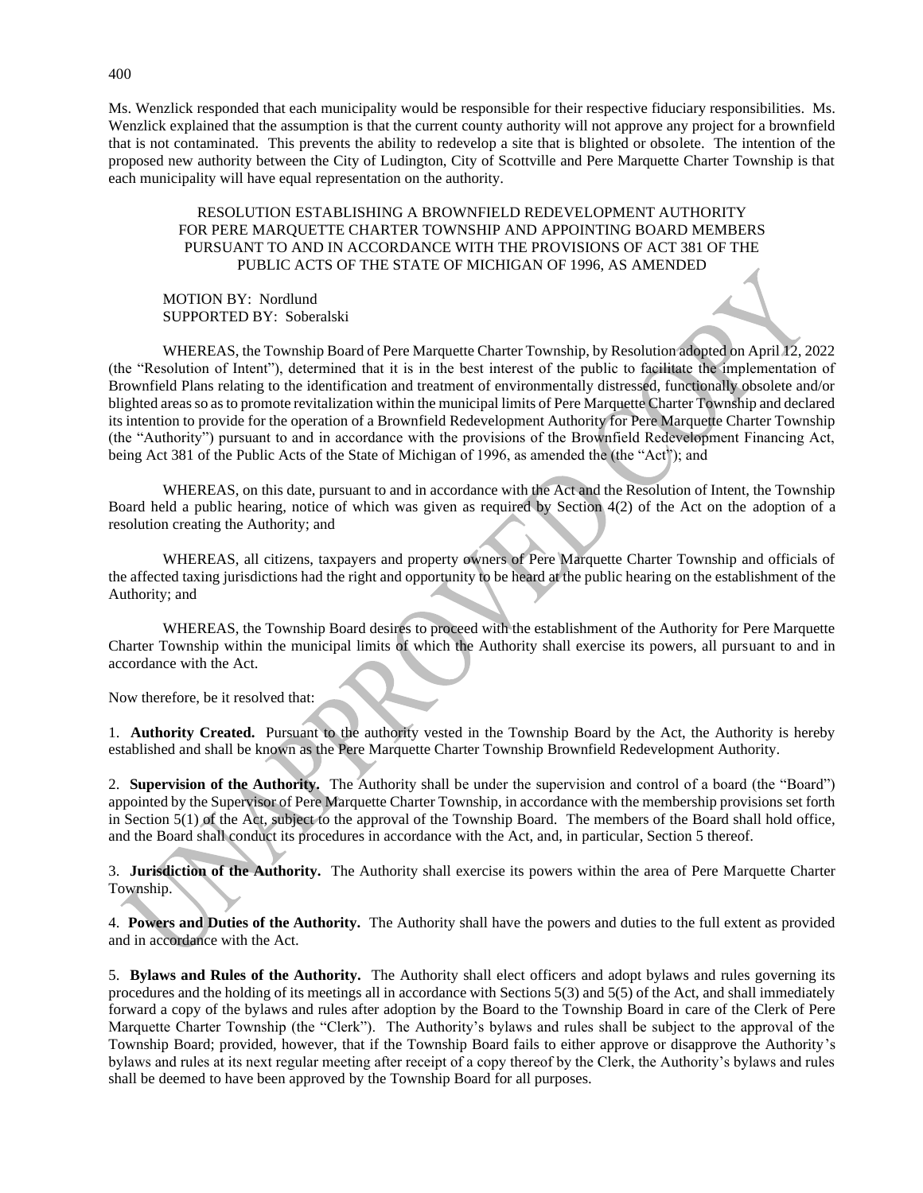Ms. Wenzlick responded that each municipality would be responsible for their respective fiduciary responsibilities. Ms. Wenzlick explained that the assumption is that the current county authority will not approve any project for a brownfield that is not contaminated. This prevents the ability to redevelop a site that is blighted or obsolete. The intention of the proposed new authority between the City of Ludington, City of Scottville and Pere Marquette Charter Township is that each municipality will have equal representation on the authority.

RESOLUTION ESTABLISHING A BROWNFIELD REDEVELOPMENT AUTHORITY FOR PERE MARQUETTE CHARTER TOWNSHIP AND APPOINTING BOARD MEMBERS PURSUANT TO AND IN ACCORDANCE WITH THE PROVISIONS OF ACT 381 OF THE PUBLIC ACTS OF THE STATE OF MICHIGAN OF 1996, AS AMENDED

MOTION BY: Nordlund
SUPPORTED BY: Soberalski

WHEREAS, the Township Board of Pere Marquette Charter Township, by Resolution adopted on April 12, 2022 (the "Resolution of Intent"), determined that it is in the best interest of the public to facilitate the implementation of Brownfield Plans relating to the identification and treatment of environmentally distressed, functionally obsolete and/or blighted areas so as to promote revitalization within the municipal limits of Pere Marquette Charter Township and declared its intention to provide for the operation of a Brownfield Redevelopment Authority for Pere Marquette Charter Township (the "Authority") pursuant to and in accordance with the provisions of the Brownfield Redevelopment Financing Act, being Act 381 of the Public Acts of the State of Michigan of 1996, as amended the (the "Act"); and

WHEREAS, on this date, pursuant to and in accordance with the Act and the Resolution of Intent, the Township Board held a public hearing, notice of which was given as required by Section 4(2) of the Act on the adoption of a resolution creating the Authority; and

WHEREAS, all citizens, taxpayers and property owners of Pere Marquette Charter Township and officials of the affected taxing jurisdictions had the right and opportunity to be heard at the public hearing on the establishment of the Authority; and

WHEREAS, the Township Board desires to proceed with the establishment of the Authority for Pere Marquette Charter Township within the municipal limits of which the Authority shall exercise its powers, all pursuant to and in accordance with the Act.

Now therefore, be it resolved that:

1. **Authority Created.** Pursuant to the authority vested in the Township Board by the Act, the Authority is hereby established and shall be known as the Pere Marquette Charter Township Brownfield Redevelopment Authority.

2. **Supervision of the Authority.** The Authority shall be under the supervision and control of a board (the "Board") appointed by the Supervisor of Pere Marquette Charter Township, in accordance with the membership provisions set forth in Section 5(1) of the Act, subject to the approval of the Township Board. The members of the Board shall hold office, and the Board shall conduct its procedures in accordance with the Act, and, in particular, Section 5 thereof.

3. **Jurisdiction of the Authority.** The Authority shall exercise its powers within the area of Pere Marquette Charter Township.

4. **Powers and Duties of the Authority.** The Authority shall have the powers and duties to the full extent as provided and in accordance with the Act.

5. **Bylaws and Rules of the Authority.** The Authority shall elect officers and adopt bylaws and rules governing its procedures and the holding of its meetings all in accordance with Sections 5(3) and 5(5) of the Act, and shall immediately forward a copy of the bylaws and rules after adoption by the Board to the Township Board in care of the Clerk of Pere Marquette Charter Township (the "Clerk"). The Authority's bylaws and rules shall be subject to the approval of the Township Board; provided, however, that if the Township Board fails to either approve or disapprove the Authority's bylaws and rules at its next regular meeting after receipt of a copy thereof by the Clerk, the Authority's bylaws and rules shall be deemed to have been approved by the Township Board for all purposes.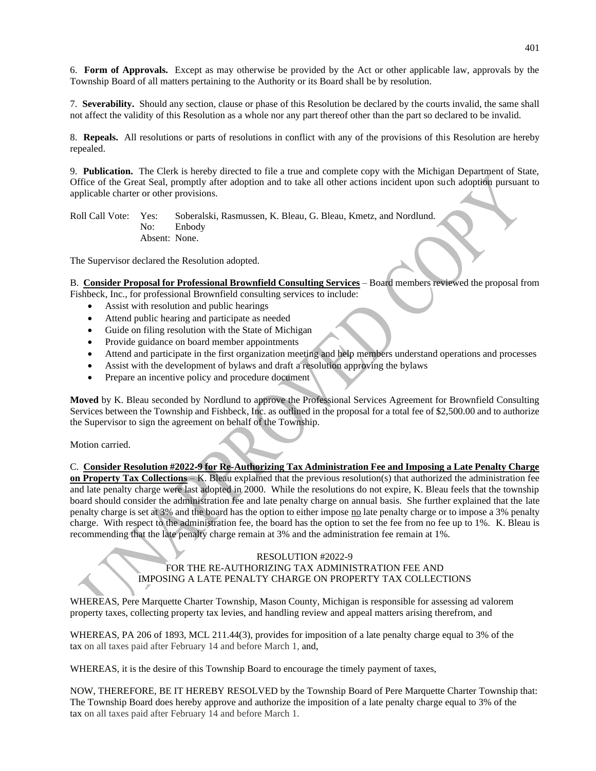6. **Form of Approvals.** Except as may otherwise be provided by the Act or other applicable law, approvals by the Township Board of all matters pertaining to the Authority or its Board shall be by resolution.

7. **Severability.** Should any section, clause or phase of this Resolution be declared by the courts invalid, the same shall not affect the validity of this Resolution as a whole nor any part thereof other than the part so declared to be invalid.

8. **Repeals.** All resolutions or parts of resolutions in conflict with any of the provisions of this Resolution are hereby repealed.

9. **Publication.** The Clerk is hereby directed to file a true and complete copy with the Michigan Department of State, Office of the Great Seal, promptly after adoption and to take all other actions incident upon such adoption pursuant to applicable charter or other provisions.

Roll Call Vote: Yes: Soberalski, Rasmussen, K. Bleau, G. Bleau, Kmetz, and Nordlund.
No: Enbody
Absent: None.

The Supervisor declared the Resolution adopted.

B. **Consider Proposal for Professional Brownfield Consulting Services** – Board members reviewed the proposal from Fishbeck, Inc., for professional Brownfield consulting services to include:

- Assist with resolution and public hearings
- Attend public hearing and participate as needed
- Guide on filing resolution with the State of Michigan
- Provide guidance on board member appointments
- Attend and participate in the first organization meeting and help members understand operations and processes
- Assist with the development of bylaws and draft a resolution approving the bylaws
- Prepare an incentive policy and procedure document

**Moved** by K. Bleau seconded by Nordlund to approve the Professional Services Agreement for Brownfield Consulting Services between the Township and Fishbeck, Inc. as outlined in the proposal for a total fee of $2,500.00 and to authorize the Supervisor to sign the agreement on behalf of the Township.

Motion carried.

C. **Consider Resolution #2022-9 for Re-Authorizing Tax Administration Fee and Imposing a Late Penalty Charge on Property Tax Collections** – K. Bleau explained that the previous resolution(s) that authorized the administration fee and late penalty charge were last adopted in 2000. While the resolutions do not expire, K. Bleau feels that the township board should consider the administration fee and late penalty charge on annual basis. She further explained that the late penalty charge is set at 3% and the board has the option to either impose no late penalty charge or to impose a 3% penalty charge. With respect to the administration fee, the board has the option to set the fee from no fee up to 1%. K. Bleau is recommending that the late penalty charge remain at 3% and the administration fee remain at 1%.

RESOLUTION #2022-9
FOR THE RE-AUTHORIZING TAX ADMINISTRATION FEE AND
IMPOSING A LATE PENALTY CHARGE ON PROPERTY TAX COLLECTIONS

WHEREAS, Pere Marquette Charter Township, Mason County, Michigan is responsible for assessing ad valorem property taxes, collecting property tax levies, and handling review and appeal matters arising therefrom, and

WHEREAS, PA 206 of 1893, MCL 211.44(3), provides for imposition of a late penalty charge equal to 3% of the tax on all taxes paid after February 14 and before March 1, and,

WHEREAS, it is the desire of this Township Board to encourage the timely payment of taxes,

NOW, THEREFORE, BE IT HEREBY RESOLVED by the Township Board of Pere Marquette Charter Township that: The Township Board does hereby approve and authorize the imposition of a late penalty charge equal to 3% of the tax on all taxes paid after February 14 and before March 1.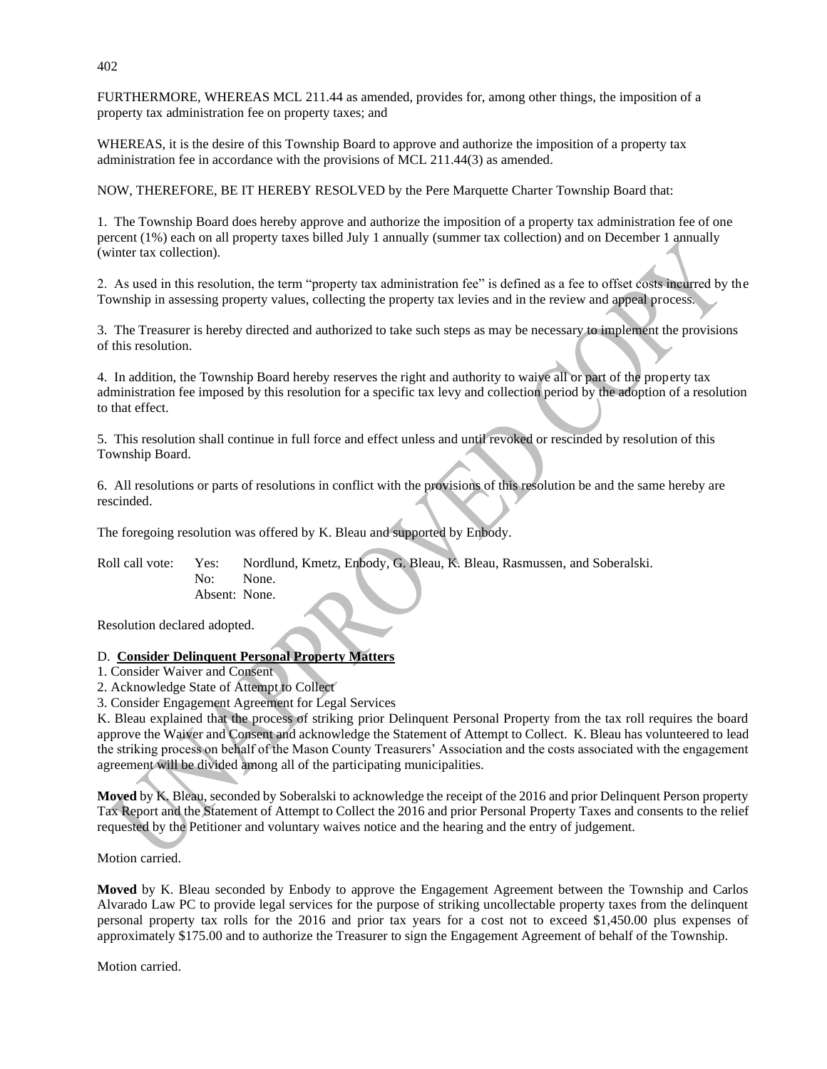FURTHERMORE, WHEREAS MCL 211.44 as amended, provides for, among other things, the imposition of a property tax administration fee on property taxes; and

WHEREAS, it is the desire of this Township Board to approve and authorize the imposition of a property tax administration fee in accordance with the provisions of MCL 211.44(3) as amended.

NOW, THEREFORE, BE IT HEREBY RESOLVED by the Pere Marquette Charter Township Board that:

1. The Township Board does hereby approve and authorize the imposition of a property tax administration fee of one percent (1%) each on all property taxes billed July 1 annually (summer tax collection) and on December 1 annually (winter tax collection).

2. As used in this resolution, the term "property tax administration fee" is defined as a fee to offset costs incurred by the Township in assessing property values, collecting the property tax levies and in the review and appeal process.

3. The Treasurer is hereby directed and authorized to take such steps as may be necessary to implement the provisions of this resolution.

4. In addition, the Township Board hereby reserves the right and authority to waive all or part of the property tax administration fee imposed by this resolution for a specific tax levy and collection period by the adoption of a resolution to that effect.

5. This resolution shall continue in full force and effect unless and until revoked or rescinded by resolution of this Township Board.

6. All resolutions or parts of resolutions in conflict with the provisions of this resolution be and the same hereby are rescinded.

The foregoing resolution was offered by K. Bleau and supported by Enbody.

Roll call vote: Yes: Nordlund, Kmetz, Enbody, G. Bleau, K. Bleau, Rasmussen, and Soberalski.
No: None.
Absent: None.

Resolution declared adopted.

D. **Consider Delinquent Personal Property Matters**

1. Consider Waiver and Consent
2. Acknowledge State of Attempt to Collect
3. Consider Engagement Agreement for Legal Services

K. Bleau explained that the process of striking prior Delinquent Personal Property from the tax roll requires the board approve the Waiver and Consent and acknowledge the Statement of Attempt to Collect. K. Bleau has volunteered to lead the striking process on behalf of the Mason County Treasurers' Association and the costs associated with the engagement agreement will be divided among all of the participating municipalities.

**Moved** by K. Bleau, seconded by Soberalski to acknowledge the receipt of the 2016 and prior Delinquent Person property Tax Report and the Statement of Attempt to Collect the 2016 and prior Personal Property Taxes and consents to the relief requested by the Petitioner and voluntary waives notice and the hearing and the entry of judgement.

Motion carried.

**Moved** by K. Bleau seconded by Enbody to approve the Engagement Agreement between the Township and Carlos Alvarado Law PC to provide legal services for the purpose of striking uncollectable property taxes from the delinquent personal property tax rolls for the 2016 and prior tax years for a cost not to exceed $1,450.00 plus expenses of approximately $175.00 and to authorize the Treasurer to sign the Engagement Agreement of behalf of the Township.

Motion carried.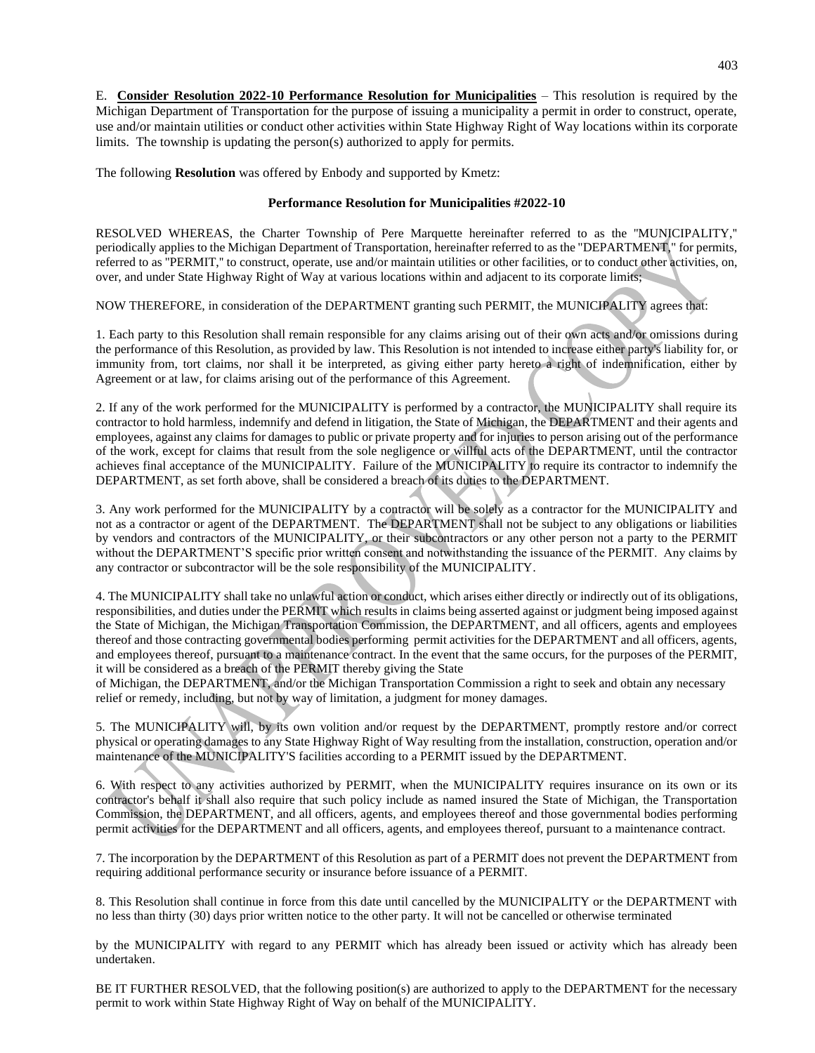E. **Consider Resolution 2022-10 Performance Resolution for Municipalities** – This resolution is required by the Michigan Department of Transportation for the purpose of issuing a municipality a permit in order to construct, operate, use and/or maintain utilities or conduct other activities within State Highway Right of Way locations within its corporate limits. The township is updating the person(s) authorized to apply for permits.

The following **Resolution** was offered by Enbody and supported by Kmetz:

**Performance Resolution for Municipalities #2022-10**

RESOLVED WHEREAS, the Charter Township of Pere Marquette hereinafter referred to as the "MUNICIPALITY," periodically applies to the Michigan Department of Transportation, hereinafter referred to as the "DEPARTMENT," for permits, referred to as "PERMIT," to construct, operate, use and/or maintain utilities or other facilities, or to conduct other activities, on, over, and under State Highway Right of Way at various locations within and adjacent to its corporate limits;

NOW THEREFORE, in consideration of the DEPARTMENT granting such PERMIT, the MUNICIPALITY agrees that:

1. Each party to this Resolution shall remain responsible for any claims arising out of their own acts and/or omissions during the performance of this Resolution, as provided by law. This Resolution is not intended to increase either party's liability for, or immunity from, tort claims, nor shall it be interpreted, as giving either party hereto a right of indemnification, either by Agreement or at law, for claims arising out of the performance of this Agreement.

2. If any of the work performed for the MUNICIPALITY is performed by a contractor, the MUNICIPALITY shall require its contractor to hold harmless, indemnify and defend in litigation, the State of Michigan, the DEPARTMENT and their agents and employees, against any claims for damages to public or private property and for injuries to person arising out of the performance of the work, except for claims that result from the sole negligence or willful acts of the DEPARTMENT, until the contractor achieves final acceptance of the MUNICIPALITY. Failure of the MUNICIPALITY to require its contractor to indemnify the DEPARTMENT, as set forth above, shall be considered a breach of its duties to the DEPARTMENT.

3. Any work performed for the MUNICIPALITY by a contractor will be solely as a contractor for the MUNICIPALITY and not as a contractor or agent of the DEPARTMENT. The DEPARTMENT shall not be subject to any obligations or liabilities by vendors and contractors of the MUNICIPALITY, or their subcontractors or any other person not a party to the PERMIT without the DEPARTMENT'S specific prior written consent and notwithstanding the issuance of the PERMIT. Any claims by any contractor or subcontractor will be the sole responsibility of the MUNICIPALITY.

4. The MUNICIPALITY shall take no unlawful action or conduct, which arises either directly or indirectly out of its obligations, responsibilities, and duties under the PERMIT which results in claims being asserted against or judgment being imposed against the State of Michigan, the Michigan Transportation Commission, the DEPARTMENT, and all officers, agents and employees thereof and those contracting governmental bodies performing permit activities for the DEPARTMENT and all officers, agents, and employees thereof, pursuant to a maintenance contract. In the event that the same occurs, for the purposes of the PERMIT, it will be considered as a breach of the PERMIT thereby giving the State of Michigan, the DEPARTMENT, and/or the Michigan Transportation Commission a right to seek and obtain any necessary relief or remedy, including, but not by way of limitation, a judgment for money damages.

5. The MUNICIPALITY will, by its own volition and/or request by the DEPARTMENT, promptly restore and/or correct physical or operating damages to any State Highway Right of Way resulting from the installation, construction, operation and/or maintenance of the MUNICIPALITY'S facilities according to a PERMIT issued by the DEPARTMENT.

6. With respect to any activities authorized by PERMIT, when the MUNICIPALITY requires insurance on its own or its contractor's behalf it shall also require that such policy include as named insured the State of Michigan, the Transportation Commission, the DEPARTMENT, and all officers, agents, and employees thereof and those governmental bodies performing permit activities for the DEPARTMENT and all officers, agents, and employees thereof, pursuant to a maintenance contract.

7. The incorporation by the DEPARTMENT of this Resolution as part of a PERMIT does not prevent the DEPARTMENT from requiring additional performance security or insurance before issuance of a PERMIT.

8. This Resolution shall continue in force from this date until cancelled by the MUNICIPALITY or the DEPARTMENT with no less than thirty (30) days prior written notice to the other party. It will not be cancelled or otherwise terminated by the MUNICIPALITY with regard to any PERMIT which has already been issued or activity which has already been undertaken.

BE IT FURTHER RESOLVED, that the following position(s) are authorized to apply to the DEPARTMENT for the necessary permit to work within State Highway Right of Way on behalf of the MUNICIPALITY.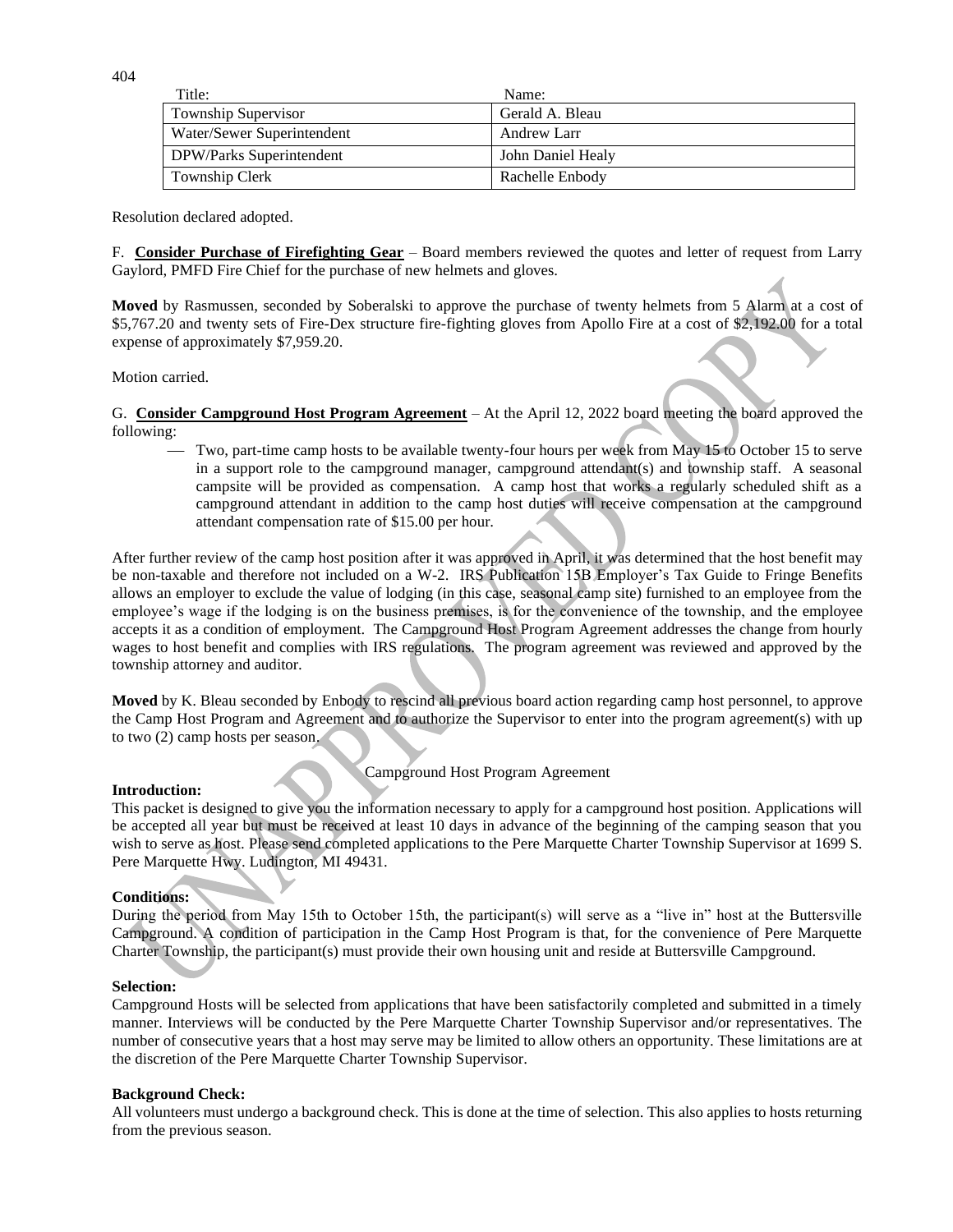| Title: | Name: |
|---|---|
| Township Supervisor | Gerald A. Bleau |
| Water/Sewer Superintendent | Andrew Larr |
| DPW/Parks Superintendent | John Daniel Healy |
| Township Clerk | Rachelle Enbody |

Resolution declared adopted.

F. **Consider Purchase of Firefighting Gear** – Board members reviewed the quotes and letter of request from Larry Gaylord, PMFD Fire Chief for the purchase of new helmets and gloves.

**Moved** by Rasmussen, seconded by Soberalski to approve the purchase of twenty helmets from 5 Alarm at a cost of $5,767.20 and twenty sets of Fire-Dex structure fire-fighting gloves from Apollo Fire at a cost of $2,192.00 for a total expense of approximately $7,959.20.

Motion carried.

G. **Consider Campground Host Program Agreement** – At the April 12, 2022 board meeting the board approved the following:

- Two, part-time camp hosts to be available twenty-four hours per week from May 15 to October 15 to serve in a support role to the campground manager, campground attendant(s) and township staff. A seasonal campsite will be provided as compensation. A camp host that works a regularly scheduled shift as a campground attendant in addition to the camp host duties will receive compensation at the campground attendant compensation rate of $15.00 per hour.

After further review of the camp host position after it was approved in April, it was determined that the host benefit may be non-taxable and therefore not included on a W-2. IRS Publication 15B Employer's Tax Guide to Fringe Benefits allows an employer to exclude the value of lodging (in this case, seasonal camp site) furnished to an employee from the employee's wage if the lodging is on the business premises, is for the convenience of the township, and the employee accepts it as a condition of employment. The Campground Host Program Agreement addresses the change from hourly wages to host benefit and complies with IRS regulations. The program agreement was reviewed and approved by the township attorney and auditor.

**Moved** by K. Bleau seconded by Enbody to rescind all previous board action regarding camp host personnel, to approve the Camp Host Program and Agreement and to authorize the Supervisor to enter into the program agreement(s) with up to two (2) camp hosts per season.

Campground Host Program Agreement

**Introduction:**

This packet is designed to give you the information necessary to apply for a campground host position. Applications will be accepted all year but must be received at least 10 days in advance of the beginning of the camping season that you wish to serve as host. Please send completed applications to the Pere Marquette Charter Township Supervisor at 1699 S. Pere Marquette Hwy. Ludington, MI 49431.

**Conditions:**

During the period from May 15th to October 15th, the participant(s) will serve as a "live in" host at the Buttersville Campground. A condition of participation in the Camp Host Program is that, for the convenience of Pere Marquette Charter Township, the participant(s) must provide their own housing unit and reside at Buttersville Campground.

**Selection:**

Campground Hosts will be selected from applications that have been satisfactorily completed and submitted in a timely manner. Interviews will be conducted by the Pere Marquette Charter Township Supervisor and/or representatives. The number of consecutive years that a host may serve may be limited to allow others an opportunity. These limitations are at the discretion of the Pere Marquette Charter Township Supervisor.

**Background Check:**

All volunteers must undergo a background check. This is done at the time of selection. This also applies to hosts returning from the previous season.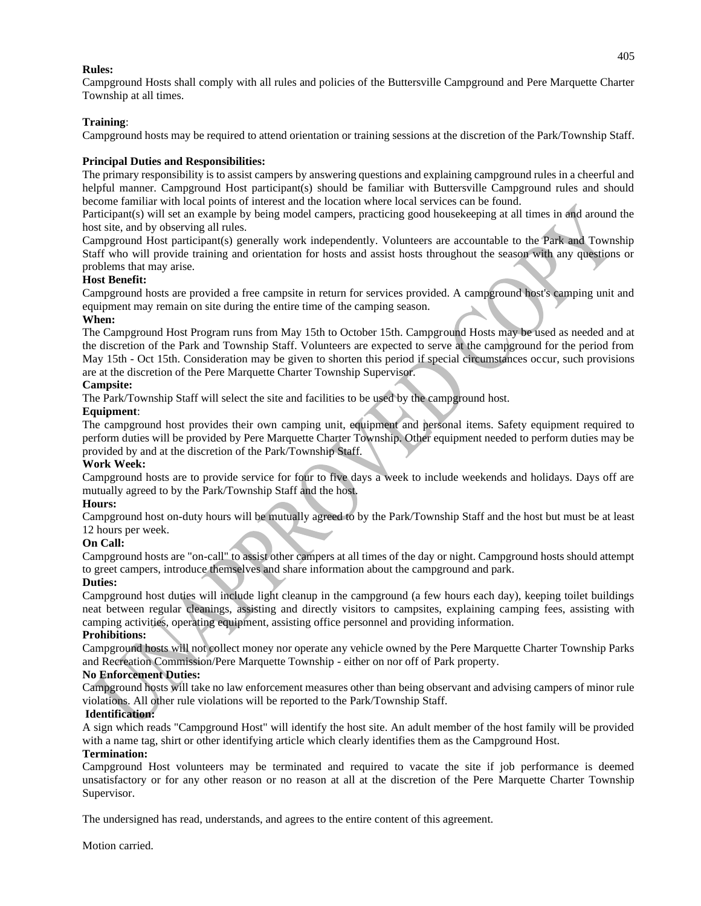**Rules:**

Campground Hosts shall comply with all rules and policies of the Buttersville Campground and Pere Marquette Charter Township at all times.

**Training**:

Campground hosts may be required to attend orientation or training sessions at the discretion of the Park/Township Staff.

**Principal Duties and Responsibilities:**

The primary responsibility is to assist campers by answering questions and explaining campground rules in a cheerful and helpful manner. Campground Host participant(s) should be familiar with Buttersville Campground rules and should become familiar with local points of interest and the location where local services can be found.

Participant(s) will set an example by being model campers, practicing good housekeeping at all times in and around the host site, and by observing all rules.

Campground Host participant(s) generally work independently. Volunteers are accountable to the Park and Township Staff who will provide training and orientation for hosts and assist hosts throughout the season with any questions or problems that may arise.

**Host Benefit:**

Campground hosts are provided a free campsite in return for services provided. A campground host's camping unit and equipment may remain on site during the entire time of the camping season.

**When:**

The Campground Host Program runs from May 15th to October 15th. Campground Hosts may be used as needed and at the discretion of the Park and Township Staff. Volunteers are expected to serve at the campground for the period from May 15th - Oct 15th. Consideration may be given to shorten this period if special circumstances occur, such provisions are at the discretion of the Pere Marquette Charter Township Supervisor.

**Campsite:**

The Park/Township Staff will select the site and facilities to be used by the campground host.

**Equipment**:

The campground host provides their own camping unit, equipment and personal items. Safety equipment required to perform duties will be provided by Pere Marquette Charter Township. Other equipment needed to perform duties may be provided by and at the discretion of the Park/Township Staff.

**Work Week:**

Campground hosts are to provide service for four to five days a week to include weekends and holidays. Days off are mutually agreed to by the Park/Township Staff and the host.

**Hours:**

Campground host on-duty hours will be mutually agreed to by the Park/Township Staff and the host but must be at least 12 hours per week.

**On Call:**

Campground hosts are "on-call" to assist other campers at all times of the day or night. Campground hosts should attempt to greet campers, introduce themselves and share information about the campground and park.

**Duties:**

Campground host duties will include light cleanup in the campground (a few hours each day), keeping toilet buildings neat between regular cleanings, assisting and directly visitors to campsites, explaining camping fees, assisting with camping activities, operating equipment, assisting office personnel and providing information.

**Prohibitions:**

Campground hosts will not collect money nor operate any vehicle owned by the Pere Marquette Charter Township Parks and Recreation Commission/Pere Marquette Township - either on nor off of Park property.

**No Enforcement Duties:**

Campground hosts will take no law enforcement measures other than being observant and advising campers of minor rule violations. All other rule violations will be reported to the Park/Township Staff.

**Identification:**

A sign which reads "Campground Host" will identify the host site. An adult member of the host family will be provided with a name tag, shirt or other identifying article which clearly identifies them as the Campground Host.

**Termination:**

Campground Host volunteers may be terminated and required to vacate the site if job performance is deemed unsatisfactory or for any other reason or no reason at all at the discretion of the Pere Marquette Charter Township Supervisor.

The undersigned has read, understands, and agrees to the entire content of this agreement.

Motion carried.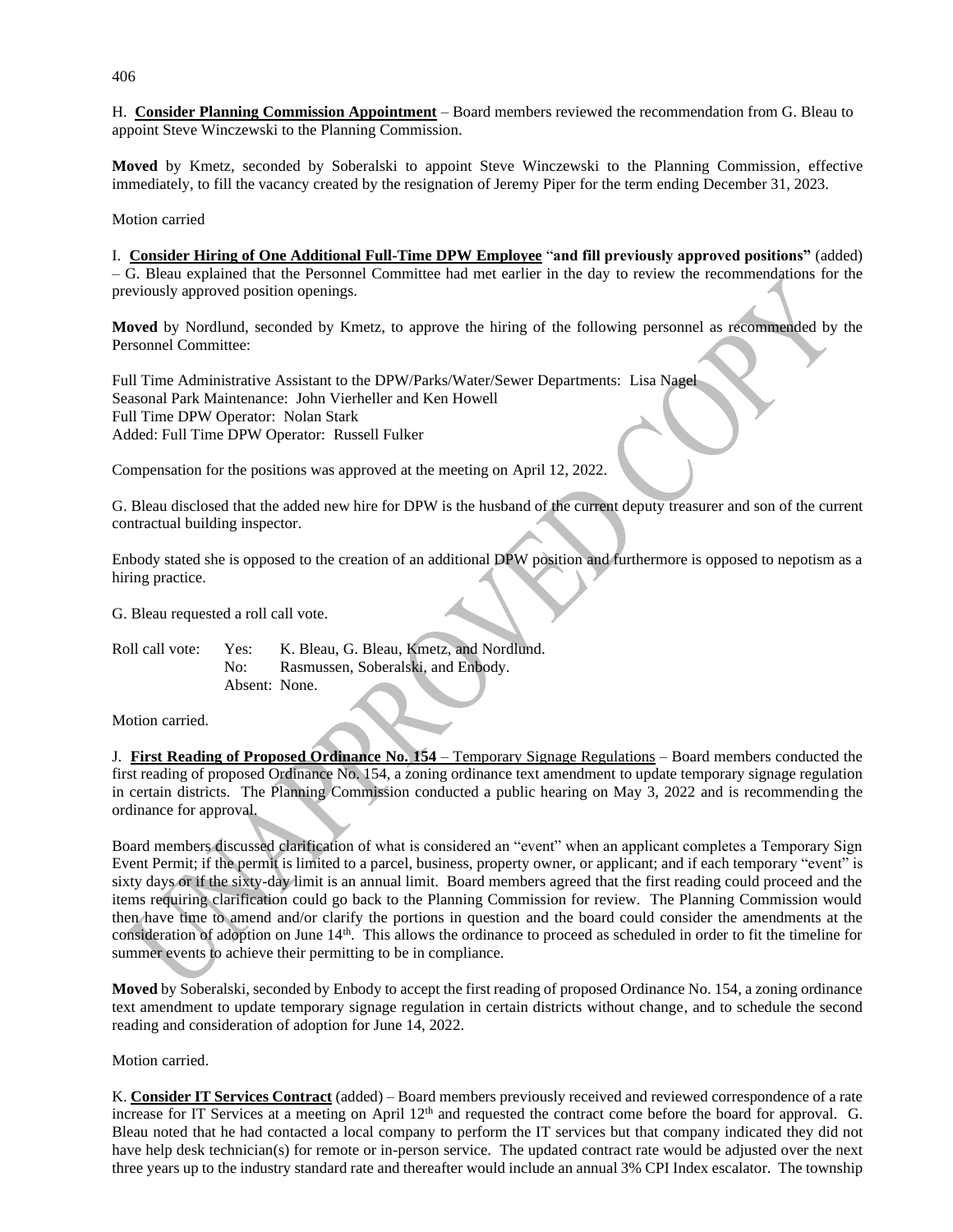H. **Consider Planning Commission Appointment** – Board members reviewed the recommendation from G. Bleau to appoint Steve Winczewski to the Planning Commission.

**Moved** by Kmetz, seconded by Soberalski to appoint Steve Winczewski to the Planning Commission, effective immediately, to fill the vacancy created by the resignation of Jeremy Piper for the term ending December 31, 2023.

Motion carried

I. **Consider Hiring of One Additional Full-Time DPW Employee** "**and fill previously approved positions**" (added) – G. Bleau explained that the Personnel Committee had met earlier in the day to review the recommendations for the previously approved position openings.

**Moved** by Nordlund, seconded by Kmetz, to approve the hiring of the following personnel as recommended by the Personnel Committee:

Full Time Administrative Assistant to the DPW/Parks/Water/Sewer Departments: Lisa Nagel
Seasonal Park Maintenance: John Vierheller and Ken Howell
Full Time DPW Operator: Nolan Stark
Added: Full Time DPW Operator: Russell Fulker

Compensation for the positions was approved at the meeting on April 12, 2022.

G. Bleau disclosed that the added new hire for DPW is the husband of the current deputy treasurer and son of the current contractual building inspector.

Enbody stated she is opposed to the creation of an additional DPW position and furthermore is opposed to nepotism as a hiring practice.

G. Bleau requested a roll call vote.

Roll call vote: Yes: K. Bleau, G. Bleau, Kmetz, and Nordlund.
No: Rasmussen, Soberalski, and Enbody.
Absent: None.

Motion carried.

J. **First Reading of Proposed Ordinance No. 154** – Temporary Signage Regulations – Board members conducted the first reading of proposed Ordinance No. 154, a zoning ordinance text amendment to update temporary signage regulation in certain districts. The Planning Commission conducted a public hearing on May 3, 2022 and is recommending the ordinance for approval.

Board members discussed clarification of what is considered an "event" when an applicant completes a Temporary Sign Event Permit; if the permit is limited to a parcel, business, property owner, or applicant; and if each temporary "event" is sixty days or if the sixty-day limit is an annual limit. Board members agreed that the first reading could proceed and the items requiring clarification could go back to the Planning Commission for review. The Planning Commission would then have time to amend and/or clarify the portions in question and the board could consider the amendments at the consideration of adoption on June 14th. This allows the ordinance to proceed as scheduled in order to fit the timeline for summer events to achieve their permitting to be in compliance.

**Moved** by Soberalski, seconded by Enbody to accept the first reading of proposed Ordinance No. 154, a zoning ordinance text amendment to update temporary signage regulation in certain districts without change, and to schedule the second reading and consideration of adoption for June 14, 2022.

Motion carried.

K. **Consider IT Services Contract** (added) – Board members previously received and reviewed correspondence of a rate increase for IT Services at a meeting on April 12th and requested the contract come before the board for approval. G. Bleau noted that he had contacted a local company to perform the IT services but that company indicated they did not have help desk technician(s) for remote or in-person service. The updated contract rate would be adjusted over the next three years up to the industry standard rate and thereafter would include an annual 3% CPI Index escalator. The township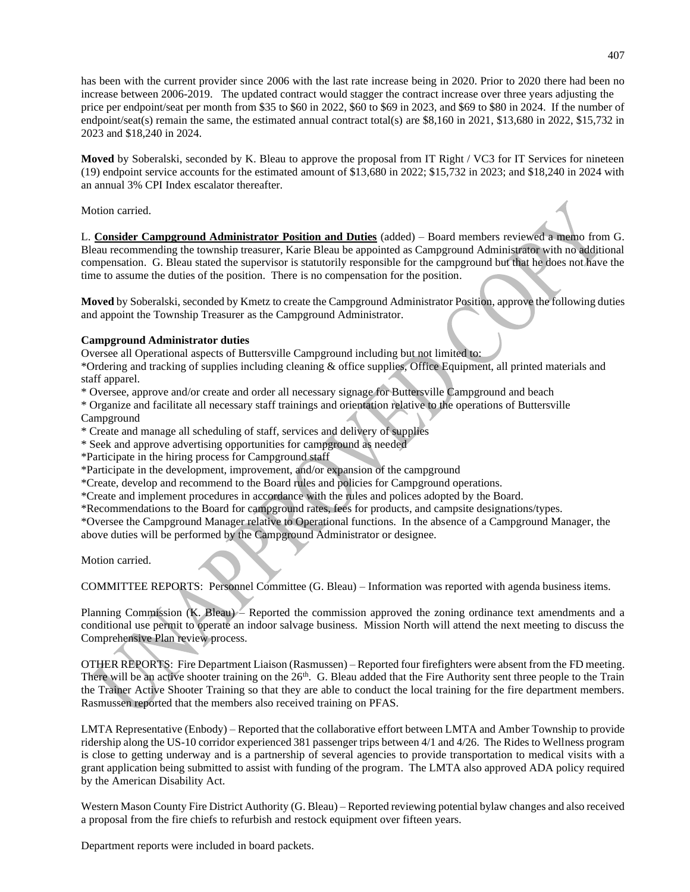has been with the current provider since 2006 with the last rate increase being in 2020. Prior to 2020 there had been no increase between 2006-2019. The updated contract would stagger the contract increase over three years adjusting the price per endpoint/seat per month from $35 to $60 in 2022, $60 to $69 in 2023, and $69 to $80 in 2024. If the number of endpoint/seat(s) remain the same, the estimated annual contract total(s) are $8,160 in 2021, $13,680 in 2022, $15,732 in 2023 and $18,240 in 2024.

**Moved** by Soberalski, seconded by K. Bleau to approve the proposal from IT Right / VC3 for IT Services for nineteen (19) endpoint service accounts for the estimated amount of $13,680 in 2022; $15,732 in 2023; and $18,240 in 2024 with an annual 3% CPI Index escalator thereafter.

Motion carried.

L. **Consider Campground Administrator Position and Duties** (added) – Board members reviewed a memo from G. Bleau recommending the township treasurer, Karie Bleau be appointed as Campground Administrator with no additional compensation. G. Bleau stated the supervisor is statutorily responsible for the campground but that he does not have the time to assume the duties of the position. There is no compensation for the position.

**Moved** by Soberalski, seconded by Kmetz to create the Campground Administrator Position, approve the following duties and appoint the Township Treasurer as the Campground Administrator.

**Campground Administrator duties**

Oversee all Operational aspects of Buttersville Campground including but not limited to:

*Ordering and tracking of supplies including cleaning & office supplies, Office Equipment, all printed materials and staff apparel.

* Oversee, approve and/or create and order all necessary signage for Buttersville Campground and beach

* Organize and facilitate all necessary staff trainings and orientation relative to the operations of Buttersville Campground

* Create and manage all scheduling of staff, services and delivery of supplies

* Seek and approve advertising opportunities for campground as needed

*Participate in the hiring process for Campground staff

*Participate in the development, improvement, and/or expansion of the campground

*Create, develop and recommend to the Board rules and policies for Campground operations.

*Create and implement procedures in accordance with the rules and polices adopted by the Board.

*Recommendations to the Board for campground rates, fees for products, and campsite designations/types.

*Oversee the Campground Manager relative to Operational functions. In the absence of a Campground Manager, the above duties will be performed by the Campground Administrator or designee.

Motion carried.

COMMITTEE REPORTS: Personnel Committee (G. Bleau) – Information was reported with agenda business items.

Planning Commission (K. Bleau) – Reported the commission approved the zoning ordinance text amendments and a conditional use permit to operate an indoor salvage business. Mission North will attend the next meeting to discuss the Comprehensive Plan review process.

OTHER REPORTS: Fire Department Liaison (Rasmussen) – Reported four firefighters were absent from the FD meeting. There will be an active shooter training on the 26th. G. Bleau added that the Fire Authority sent three people to the Train the Trainer Active Shooter Training so that they are able to conduct the local training for the fire department members. Rasmussen reported that the members also received training on PFAS.

LMTA Representative (Enbody) – Reported that the collaborative effort between LMTA and Amber Township to provide ridership along the US-10 corridor experienced 381 passenger trips between 4/1 and 4/26. The Rides to Wellness program is close to getting underway and is a partnership of several agencies to provide transportation to medical visits with a grant application being submitted to assist with funding of the program. The LMTA also approved ADA policy required by the American Disability Act.

Western Mason County Fire District Authority (G. Bleau) – Reported reviewing potential bylaw changes and also received a proposal from the fire chiefs to refurbish and restock equipment over fifteen years.

Department reports were included in board packets.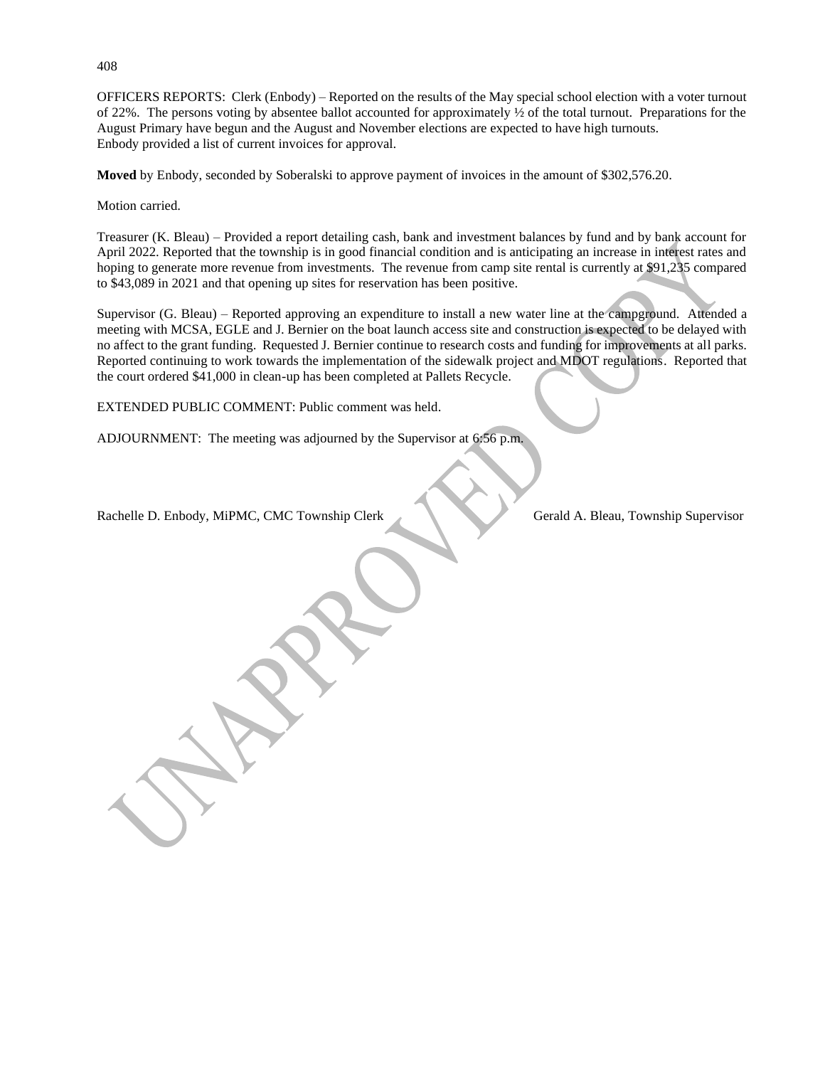OFFICERS REPORTS: Clerk (Enbody) – Reported on the results of the May special school election with a voter turnout of 22%. The persons voting by absentee ballot accounted for approximately ½ of the total turnout. Preparations for the August Primary have begun and the August and November elections are expected to have high turnouts.
Enbody provided a list of current invoices for approval.

**Moved** by Enbody, seconded by Soberalski to approve payment of invoices in the amount of $302,576.20.

Motion carried.

Treasurer (K. Bleau) – Provided a report detailing cash, bank and investment balances by fund and by bank account for April 2022. Reported that the township is in good financial condition and is anticipating an increase in interest rates and hoping to generate more revenue from investments. The revenue from camp site rental is currently at $91,235 compared to $43,089 in 2021 and that opening up sites for reservation has been positive.

Supervisor (G. Bleau) – Reported approving an expenditure to install a new water line at the campground. Attended a meeting with MCSA, EGLE and J. Bernier on the boat launch access site and construction is expected to be delayed with no affect to the grant funding. Requested J. Bernier continue to research costs and funding for improvements at all parks. Reported continuing to work towards the implementation of the sidewalk project and MDOT regulations. Reported that the court ordered $41,000 in clean-up has been completed at Pallets Recycle.

EXTENDED PUBLIC COMMENT: Public comment was held.

ADJOURNMENT: The meeting was adjourned by the Supervisor at 6:56 p.m.

Rachelle D. Enbody, MiPMC, CMC Township Clerk

Gerald A. Bleau, Township Supervisor

UNAPPROVED COPY